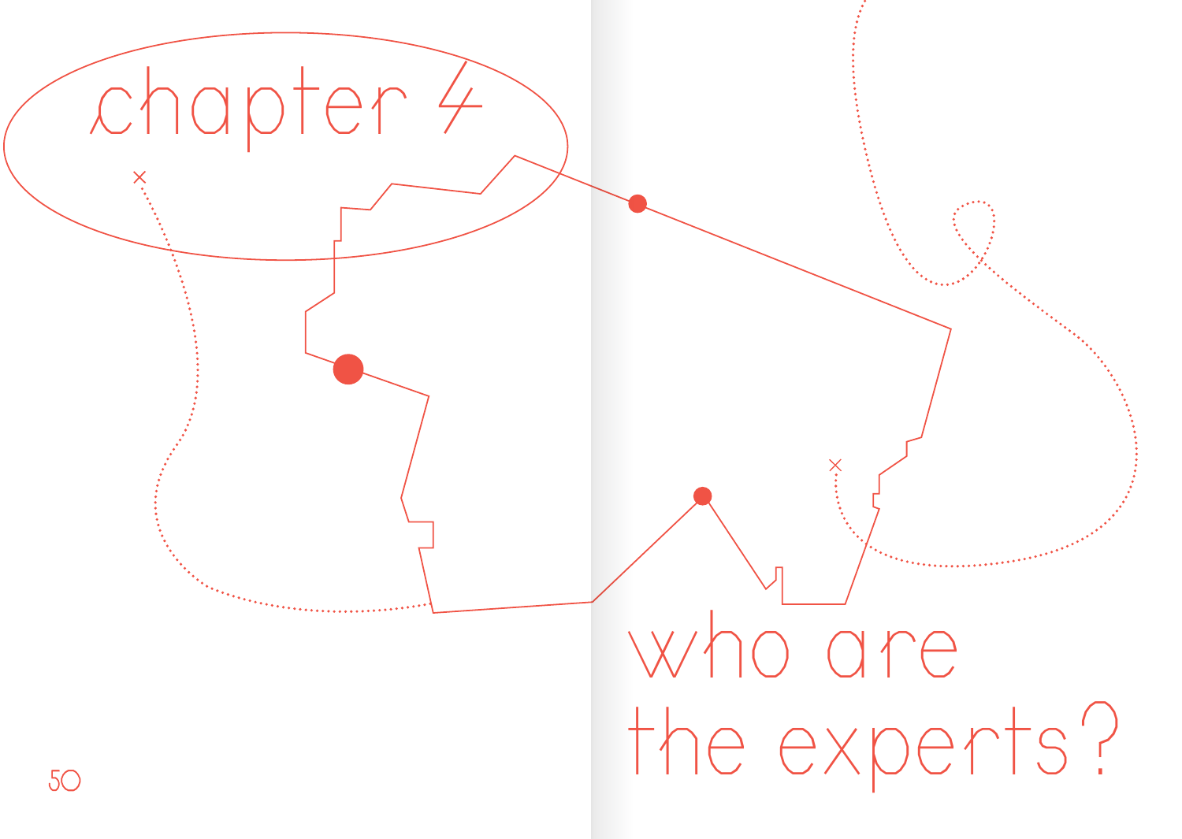# chapter 4

# who are the experts?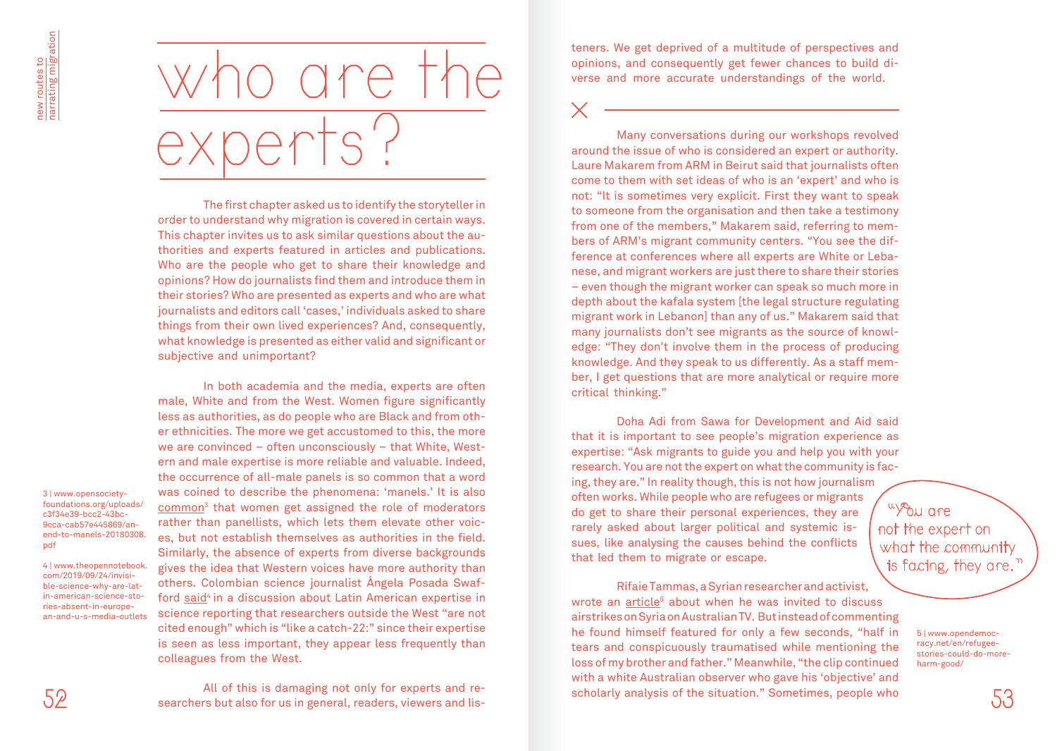# who are the experts?

The first chapter asked us to identify the storyteller in order to understand why migration is covered in certain ways. This chapter invites us to ask similar questions about the authorities and experts featured in articles and publications. Who are the people who get to share their knowledge and opinions? How do journalists find them and introduce them in their stories? Who are presented as experts and who are what journalists and editors call 'cases,' individuals asked to share things from their own lived experiences? And, consequently, what knowledge is presented as either valid and significant or subjective and unimportant?

In both academia and the media, experts are often male, White and from the West. Women figure significantly less as authorities, as do people who are Black and from other ethnicities. The more we get accustomed to this, the more we are convinced – often unconsciously – that White, Western and male expertise is more reliable and valuable. Indeed, the occurrence of all-male panels is so common that a word was coined to describe the phenomena: 'manels.' It is also common[3] that women get assigned the role of moderators rather than panellists, which lets them elevate other voices, but not establish themselves as authorities in the field. Similarly, the absence of experts from diverse backgrounds gives the idea that Western voices have more authority than others. Colombian science journalist Ángela Posada Swafford said[4] in a discussion about Latin American expertise in science reporting that researchers outside the West "are not cited enough" which is "like a catch-22:" since their expertise is seen as less important, they appear less frequently than colleagues from the West.

All of this is damaging not only for experts and researchers but also for us in general, readers, viewers and listeners. We get deprived of a multitude of perspectives and opinions, and consequently get fewer chances to build diverse and more accurate understandings of the world.

Many conversations during our workshops revolved around the issue of who is considered an expert or authority. Laure Makarem from ARM in Beirut said that journalists often come to them with set ideas of who is an 'expert' and who is not: "It is sometimes very explicit. First they want to speak to someone from the organisation and then take a testimony from one of the members," Makarem said, referring to members of ARM's migrant community centers. "You see the difference at conferences where all experts are White or Lebanese, and migrant workers are just there to share their stories – even though the migrant worker can speak so much more in depth about the kafala system [the legal structure regulating migrant work in Lebanon] than any of us." Makarem said that many journalists don't see migrants as the source of knowledge: "They don't involve them in the process of producing knowledge. And they speak to us differently. As a staff member, I get questions that are more analytical or require more critical thinking."

Doha Adi from Sawa for Development and Aid said that it is important to see people's migration experience as expertise: "Ask migrants to guide you and help you with your research. You are not the expert on what the community is facing, they are." In reality though, this is not how journalism often works. While people who are refugees or migrants do get to share their personal experiences, they are rarely asked about larger political and systemic issues, like analysing the causes behind the conflicts that led them to migrate or escape.

> "You are not the expert on what the community is facing, they are."

Rifaie Tammas, a Syrian researcher and activist, wrote an article[5] about when he was invited to discuss airstrikes on Syria on Australian TV. But instead of commenting he found himself featured for only a few seconds, "half in tears and conspicuously traumatised while mentioning the loss of my brother and father." Meanwhile, "the clip continued with a white Australian observer who gave his 'objective' and scholarly analysis of the situation." Sometimes, people who

---

3 | www.opensocietyfoundations.org/uploads/c3f34e39-bcc2-43bc-9cca-cab57e445869/an-end-to-manels-20180308.pdf

4 | www.theopennotebook.com/2019/09/24/invisible-science-why-are-latin-american-science-stories-absent-in-europe-an-and-u-s-media-outlets

5 | www.opendemocracy.net/en/refugee-stories-could-do-more-harm-good/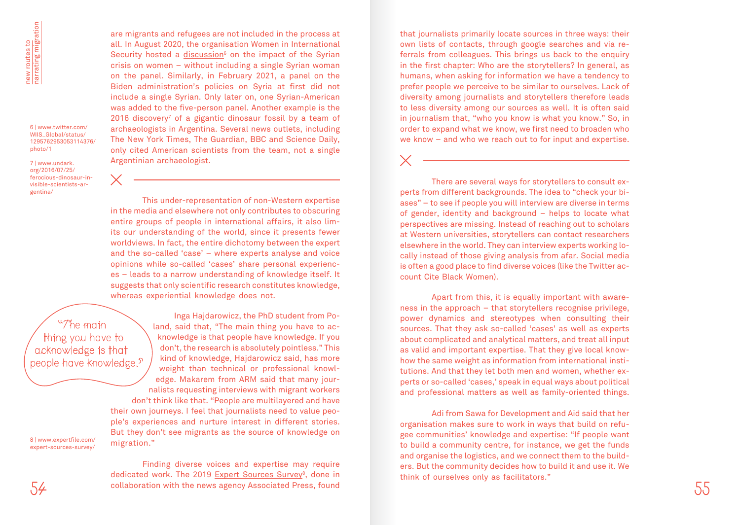are migrants and refugees are not included in the process at all. In August 2020, the organisation Women in International Security hosted a discussion[6] on the impact of the Syrian crisis on women – without including a single Syrian woman on the panel. Similarly, in February 2021, a panel on the Biden administration's policies on Syria at first did not include a single Syrian. Only later on, one Syrian-American was added to the five-person panel. Another example is the 2016 discovery[7] of a gigantic dinosaur fossil by a team of archaeologists in Argentina. Several news outlets, including The New York Times, The Guardian, BBC and Science Daily, only cited American scientists from the team, not a single Argentinian archaeologist.

6 | www.twitter.com/WIIS_Global/status/1295762953053114376/photo/1

7 | www.undark.org/2016/07/25/ferocious-dinosaur-invisible-scientists-argentina/

---

This under-representation of non-Western expertise in the media and elsewhere not only contributes to obscuring entire groups of people in international affairs, it also limits our understanding of the world, since it presents fewer worldviews. In fact, the entire dichotomy between the expert and the so-called 'case' – where experts analyse and voice opinions while so-called 'cases' share personal experiences – leads to a narrow understanding of knowledge itself. It suggests that only scientific research constitutes knowledge, whereas experiential knowledge does not.

> "The main thing you have to acknowledge is that people have knowledge."

Inga Hajdarowicz, the PhD student from Poland, said that, "The main thing you have to acknowledge is that people have knowledge. If you don't, the research is absolutely pointless." This kind of knowledge, Hajdarowicz said, has more weight than technical or professional knowledge. Makarem from ARM said that many journalists requesting interviews with migrant workers don't think like that. "People are multilayered and have their own journeys. I feel that journalists need to value people's experiences and nurture interest in different stories. But they don't see migrants as the source of knowledge on migration."

Finding diverse voices and expertise may require dedicated work. The 2019 Expert Sources Survey[8], done in collaboration with the news agency Associated Press, found that journalists primarily locate sources in three ways: their own lists of contacts, through google searches and via referrals from colleagues. This brings us back to the enquiry in the first chapter: Who are the storytellers? In general, as humans, when asking for information we have a tendency to prefer people we perceive to be similar to ourselves. Lack of diversity among journalists and storytellers therefore leads to less diversity among our sources as well. It is often said in journalism that, "who you know is what you know." So, in order to expand what we know, we first need to broaden who we know – and who we reach out to for input and expertise.

8 | www.expertfile.com/expert-sources-survey/

---

There are several ways for storytellers to consult experts from different backgrounds. The idea to "check your biases" – to see if people you will interview are diverse in terms of gender, identity and background – helps to locate what perspectives are missing. Instead of reaching out to scholars at Western universities, storytellers can contact researchers elsewhere in the world. They can interview experts working locally instead of those giving analysis from afar. Social media is often a good place to find diverse voices (like the Twitter account Cite Black Women).

Apart from this, it is equally important with awareness in the approach – that storytellers recognise privilege, power dynamics and stereotypes when consulting their sources. That they ask so-called 'cases' as well as experts about complicated and analytical matters, and treat all input as valid and important expertise. That they give local knowhow the same weight as information from international institutions. And that they let both men and women, whether experts or so-called 'cases,' speak in equal ways about political and professional matters as well as family-oriented things.

Adi from Sawa for Development and Aid said that her organisation makes sure to work in ways that build on refugee communities' knowledge and expertise: "If people want to build a community centre, for instance, we get the funds and organise the logistics, and we connect them to the builders. But the community decides how to build it and use it. We think of ourselves only as facilitators."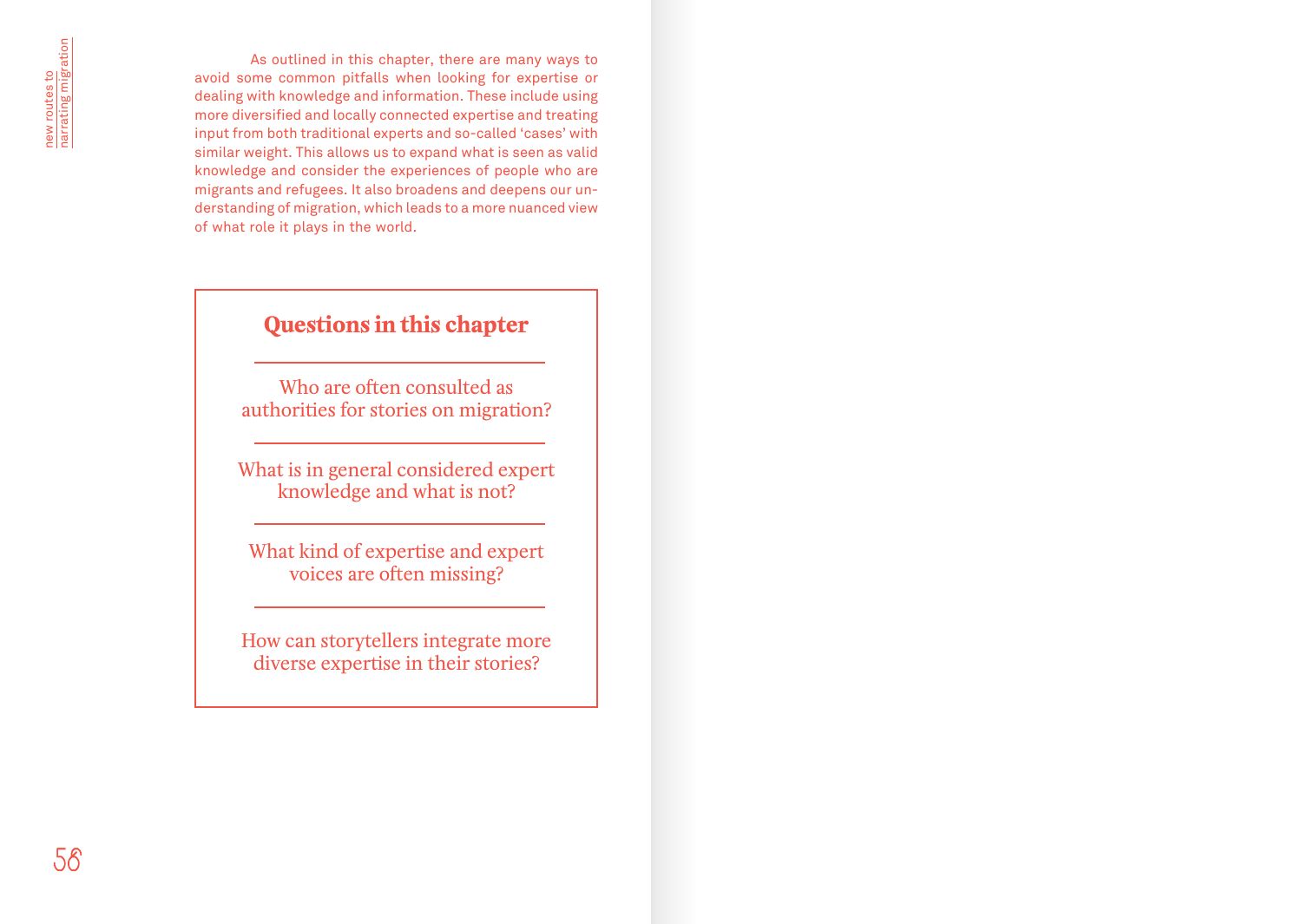As outlined in this chapter, there are many ways to avoid some common pitfalls when looking for expertise or dealing with knowledge and information. These include using more diversified and locally connected expertise and treating input from both traditional experts and so-called 'cases' with similar weight. This allows us to expand what is seen as valid knowledge and consider the experiences of people who are migrants and refugees. It also broadens and deepens our understanding of migration, which leads to a more nuanced view of what role it plays in the world.

## Questions in this chapter

Who are often consulted as authorities for stories on migration?

What is in general considered expert knowledge and what is not?

What kind of expertise and expert voices are often missing?

How can storytellers integrate more diverse expertise in their stories?